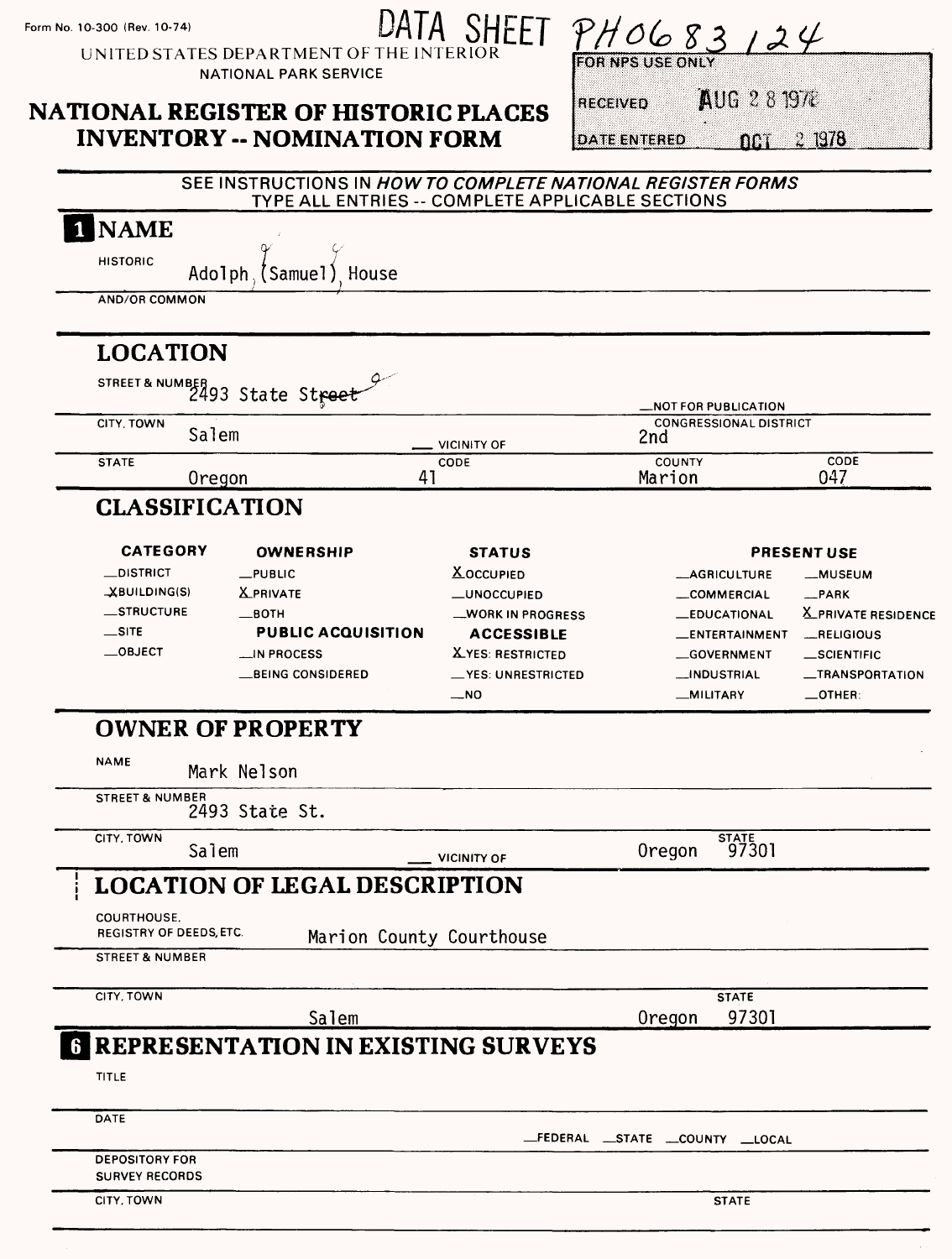Form No. 10-300 (Rev. 10-74)

# DATA SHEET PH0683124

UNITED STATES DEPARTMENT OF THE INTERIOR
NATIONAL PARK SERVICE

## NATIONAL REGISTER OF HISTORIC PLACES INVENTORY -- NOMINATION FORM

| FOR NPS USE ONLY | |
|---|---|
| RECEIVED | AUG 28 1978 |
| DATE ENTERED | OCT 2 1978 |

SEE INSTRUCTIONS IN *HOW TO COMPLETE NATIONAL REGISTER FORMS*
TYPE ALL ENTRIES -- COMPLETE APPLICABLE SECTIONS

## 1 NAME

HISTORIC: Adolph (Samuel) House

AND/OR COMMON:

## LOCATION

STREET & NUMBER: 2493 State Street

__NOT FOR PUBLICATION

CITY, TOWN: Salem __ VICINITY OF

CONGRESSIONAL DISTRICT: 2nd

STATE: Oregon CODE: 41 COUNTY: Marion CODE: 047

## CLASSIFICATION

| CATEGORY | OWNERSHIP | STATUS | PRESENT USE | |
|---|---|---|---|---|
| __DISTRICT | __PUBLIC | X OCCUPIED | __AGRICULTURE | __MUSEUM |
| X BUILDING(S) | X PRIVATE | __UNOCCUPIED | __COMMERCIAL | __PARK |
| __STRUCTURE | __BOTH | __WORK IN PROGRESS | __EDUCATIONAL | X PRIVATE RESIDENCE |
| __SITE | **PUBLIC ACQUISITION** | **ACCESSIBLE** | __ENTERTAINMENT | __RELIGIOUS |
| __OBJECT | __IN PROCESS | X YES: RESTRICTED | __GOVERNMENT | __SCIENTIFIC |
| | __BEING CONSIDERED | __YES: UNRESTRICTED | __INDUSTRIAL | __TRANSPORTATION |
| | | __NO | __MILITARY | __OTHER: |

## OWNER OF PROPERTY

NAME: Mark Nelson

STREET & NUMBER: 2493 State St.

CITY, TOWN: Salem __ VICINITY OF STATE: Oregon 97301

## LOCATION OF LEGAL DESCRIPTION

COURTHOUSE, REGISTRY OF DEEDS, ETC.: Marion County Courthouse

STREET & NUMBER:

CITY, TOWN: Salem STATE: Oregon 97301

## 6 REPRESENTATION IN EXISTING SURVEYS

TITLE:

DATE: __FEDERAL __STATE __COUNTY __LOCAL

DEPOSITORY FOR SURVEY RECORDS:

CITY, TOWN: STATE: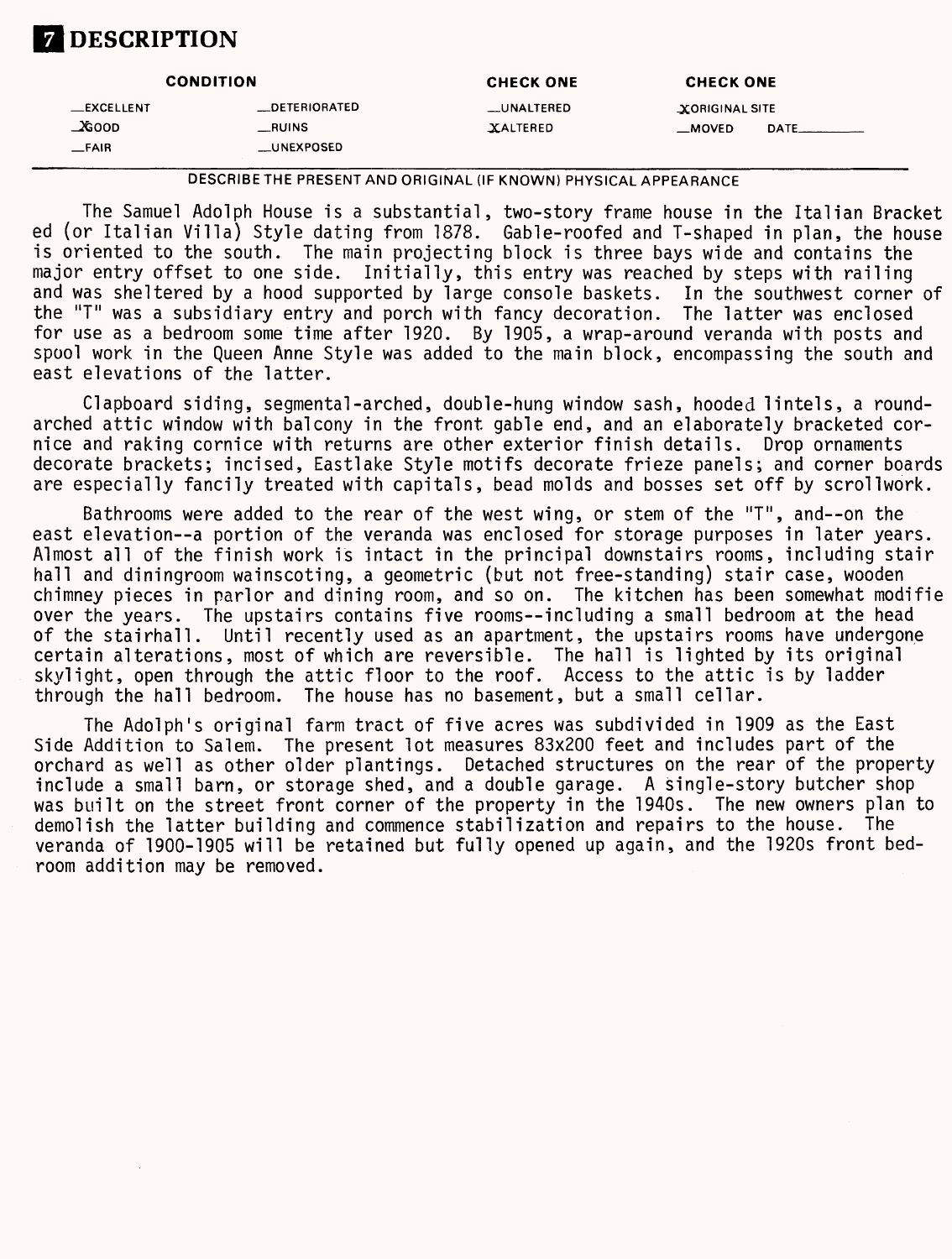# 7 DESCRIPTION

| CONDITION | | CHECK ONE | CHECK ONE |
|---|---|---|---|
| __EXCELLENT | __DETERIORATED | __UNALTERED | X ORIGINAL SITE |
| X GOOD | __RUINS | X ALTERED | __MOVED DATE______ |
| __FAIR | __UNEXPOSED | | |

DESCRIBE THE PRESENT AND ORIGINAL (IF KNOWN) PHYSICAL APPEARANCE

The Samuel Adolph House is a substantial, two-story frame house in the Italian Bracketed (or Italian Villa) Style dating from 1878. Gable-roofed and T-shaped in plan, the house is oriented to the south. The main projecting block is three bays wide and contains the major entry offset to one side. Initially, this entry was reached by steps with railing and was sheltered by a hood supported by large console baskets. In the southwest corner of the "T" was a subsidiary entry and porch with fancy decoration. The latter was enclosed for use as a bedroom some time after 1920. By 1905, a wrap-around veranda with posts and spool work in the Queen Anne Style was added to the main block, encompassing the south and east elevations of the latter.

Clapboard siding, segmental-arched, double-hung window sash, hooded lintels, a round-arched attic window with balcony in the front gable end, and an elaborately bracketed cornice and raking cornice with returns are other exterior finish details. Drop ornaments decorate brackets; incised, Eastlake Style motifs decorate frieze panels; and corner boards are especially fancily treated with capitals, bead molds and bosses set off by scrollwork.

Bathrooms were added to the rear of the west wing, or stem of the "T", and--on the east elevation--a portion of the veranda was enclosed for storage purposes in later years. Almost all of the finish work is intact in the principal downstairs rooms, including stair hall and diningroom wainscoting, a geometric (but not free-standing) stair case, wooden chimney pieces in parlor and dining room, and so on. The kitchen has been somewhat modified over the years. The upstairs contains five rooms--including a small bedroom at the head of the stairhall. Until recently used as an apartment, the upstairs rooms have undergone certain alterations, most of which are reversible. The hall is lighted by its original skylight, open through the attic floor to the roof. Access to the attic is by ladder through the hall bedroom. The house has no basement, but a small cellar.

The Adolph's original farm tract of five acres was subdivided in 1909 as the East Side Addition to Salem. The present lot measures 83x200 feet and includes part of the orchard as well as other older plantings. Detached structures on the rear of the property include a small barn, or storage shed, and a double garage. A single-story butcher shop was built on the street front corner of the property in the 1940s. The new owners plan to demolish the latter building and commence stabilization and repairs to the house. The veranda of 1900-1905 will be retained but fully opened up again, and the 1920s front bedroom addition may be removed.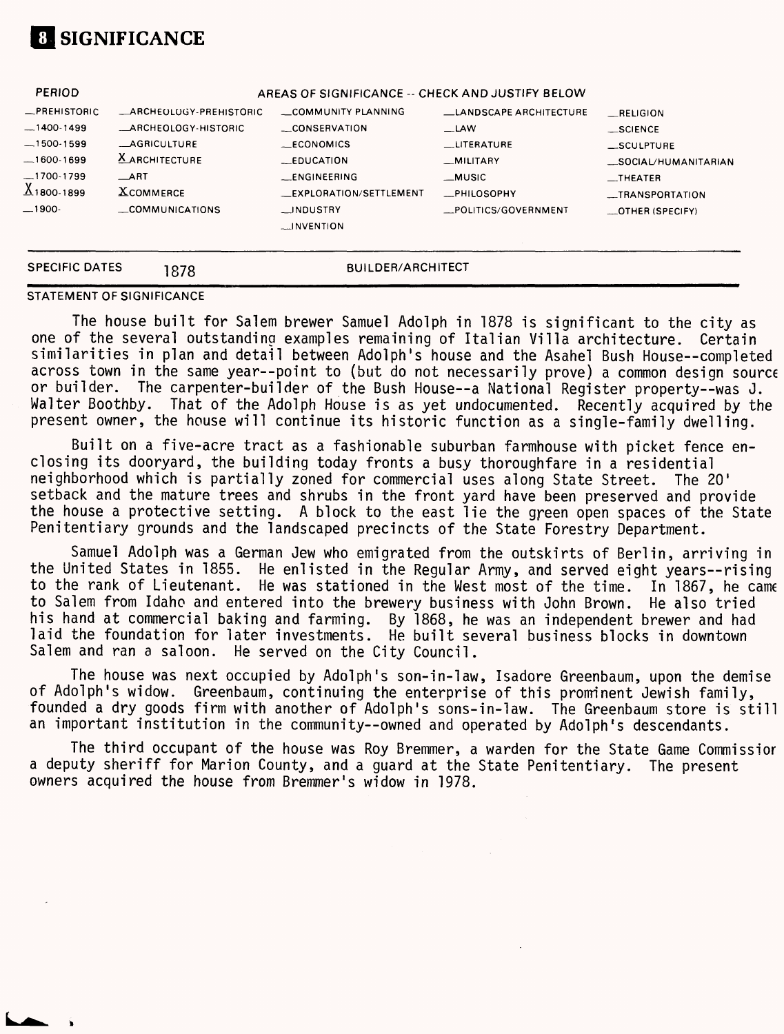# 8 SIGNIFICANCE

| PERIOD | AREAS OF SIGNIFICANCE -- CHECK AND JUSTIFY BELOW | | | |
|---|---|---|---|---|
| _PREHISTORIC | _ARCHEOLOGY-PREHISTORIC | _COMMUNITY PLANNING | _LANDSCAPE ARCHITECTURE | _RELIGION |
| _1400-1499 | _ARCHEOLOGY-HISTORIC | _CONSERVATION | _LAW | _SCIENCE |
| _1500-1599 | _AGRICULTURE | _ECONOMICS | _LITERATURE | _SCULPTURE |
| _1600-1699 | X ARCHITECTURE | _EDUCATION | _MILITARY | _SOCIAL/HUMANITARIAN |
| _1700-1799 | _ART | _ENGINEERING | _MUSIC | _THEATER |
| X 1800-1899 | X COMMERCE | _EXPLORATION/SETTLEMENT | _PHILOSOPHY | _TRANSPORTATION |
| _1900- | _COMMUNICATIONS | _INDUSTRY | _POLITICS/GOVERNMENT | _OTHER (SPECIFY) |
| | | _INVENTION | | |

SPECIFIC DATES 1878 BUILDER/ARCHITECT

STATEMENT OF SIGNIFICANCE

The house built for Salem brewer Samuel Adolph in 1878 is significant to the city as one of the several outstanding examples remaining of Italian Villa architecture. Certain similarities in plan and detail between Adolph's house and the Asahel Bush House--completed across town in the same year--point to (but do not necessarily prove) a common design source or builder. The carpenter-builder of the Bush House--a National Register property--was J. Walter Boothby. That of the Adolph House is as yet undocumented. Recently acquired by the present owner, the house will continue its historic function as a single-family dwelling.

Built on a five-acre tract as a fashionable suburban farmhouse with picket fence enclosing its dooryard, the building today fronts a busy thoroughfare in a residential neighborhood which is partially zoned for commercial uses along State Street. The 20' setback and the mature trees and shrubs in the front yard have been preserved and provide the house a protective setting. A block to the east lie the green open spaces of the State Penitentiary grounds and the landscaped precincts of the State Forestry Department.

Samuel Adolph was a German Jew who emigrated from the outskirts of Berlin, arriving in the United States in 1855. He enlisted in the Regular Army, and served eight years--rising to the rank of Lieutenant. He was stationed in the West most of the time. In 1867, he came to Salem from Idaho and entered into the brewery business with John Brown. He also tried his hand at commercial baking and farming. By 1868, he was an independent brewer and had laid the foundation for later investments. He built several business blocks in downtown Salem and ran a saloon. He served on the City Council.

The house was next occupied by Adolph's son-in-law, Isadore Greenbaum, upon the demise of Adolph's widow. Greenbaum, continuing the enterprise of this prominent Jewish family, founded a dry goods firm with another of Adolph's sons-in-law. The Greenbaum store is still an important institution in the community--owned and operated by Adolph's descendants.

The third occupant of the house was Roy Bremmer, a warden for the State Game Commission a deputy sheriff for Marion County, and a guard at the State Penitentiary. The present owners acquired the house from Bremmer's widow in 1978.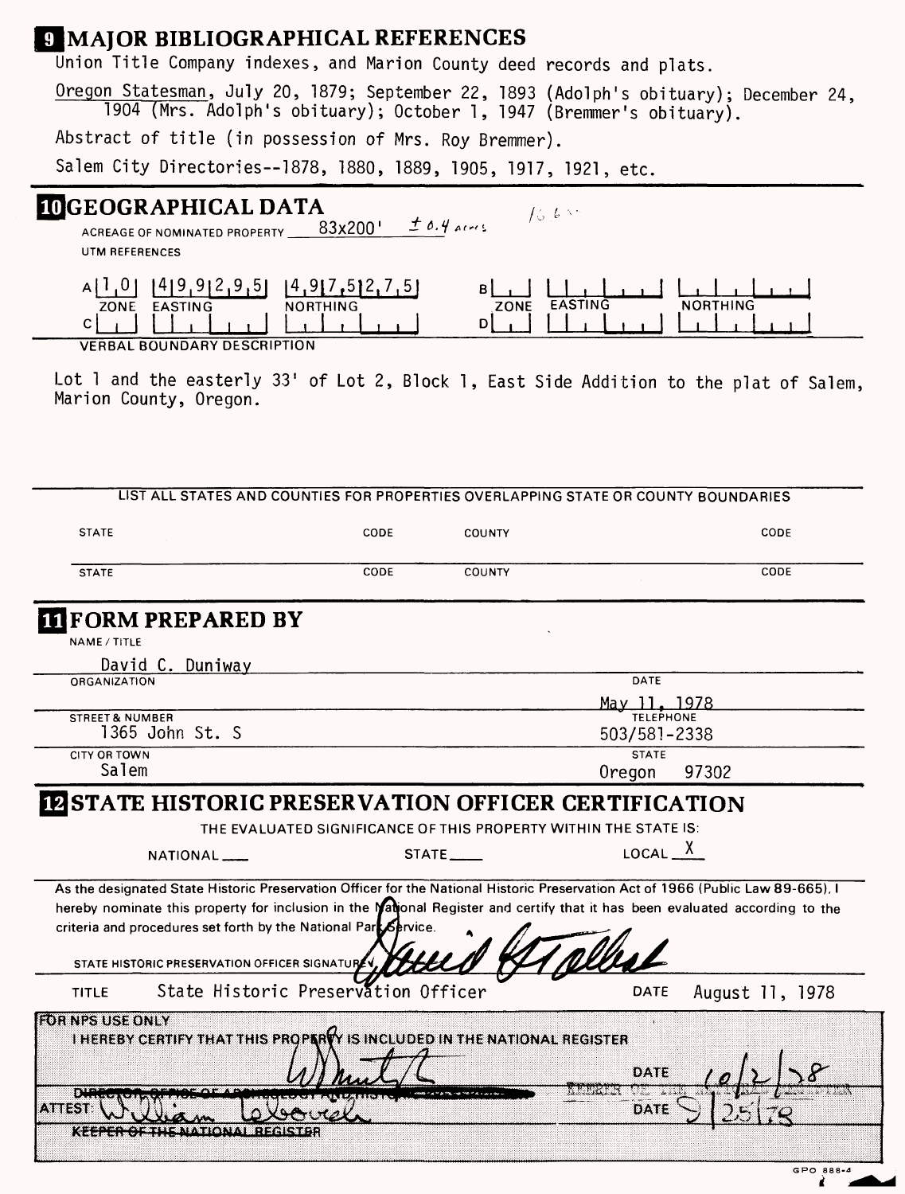## 9 MAJOR BIBLIOGRAPHICAL REFERENCES

Union Title Company indexes, and Marion County deed records and plats.

Oregon Statesman, July 20, 1879; September 22, 1893 (Adolph's obituary); December 24, 1904 (Mrs. Adolph's obituary); October 1, 1947 (Bremmer's obituary).

Abstract of title (in possession of Mrs. Roy Bremmer).

Salem City Directories--1878, 1880, 1889, 1905, 1917, 1921, etc.

## 10 GEOGRAPHICAL DATA

ACREAGE OF NOMINATED PROPERTY 83x200' ± 0.4 acres

UTM REFERENCES

| | ZONE | EASTING | NORTHING |
|---|---|---|---|
| A | 10 | 499295 | 4975275 |
| B | | | |
| C | | | |
| D | | | |

VERBAL BOUNDARY DESCRIPTION

Lot 1 and the easterly 33' of Lot 2, Block 1, East Side Addition to the plat of Salem, Marion County, Oregon.

LIST ALL STATES AND COUNTIES FOR PROPERTIES OVERLAPPING STATE OR COUNTY BOUNDARIES

| STATE | CODE | COUNTY | CODE |
|---|---|---|---|
| | | | |
| | | | |

## 11 FORM PREPARED BY

NAME / TITLE
David C. Duniway

ORGANIZATION

DATE
May 11, 1978

STREET & NUMBER
1365 John St. S

TELEPHONE
503/581-2338

CITY OR TOWN
Salem

STATE
Oregon 97302

## 12 STATE HISTORIC PRESERVATION OFFICER CERTIFICATION

THE EVALUATED SIGNIFICANCE OF THIS PROPERTY WITHIN THE STATE IS:

NATIONAL ___ STATE ___ LOCAL X

As the designated State Historic Preservation Officer for the National Historic Preservation Act of 1966 (Public Law 89-665), I hereby nominate this property for inclusion in the National Register and certify that it has been evaluated according to the criteria and procedures set forth by the National Park Service.

STATE HISTORIC PRESERVATION OFFICER SIGNATURE David G. Talbot

TITLE State Historic Preservation Officer DATE August 11, 1978

FOR NPS USE ONLY

I HEREBY CERTIFY THAT THIS PROPERTY IS INCLUDED IN THE NATIONAL REGISTER

DATE 10/2/78

~~DIRECTOR, OFFICE OF ARCHEOLOGY AND HISTORIC PRESERVATION~~

ATTEST: William Lebovich DATE 9/25/78

~~KEEPER OF THE NATIONAL REGISTER~~